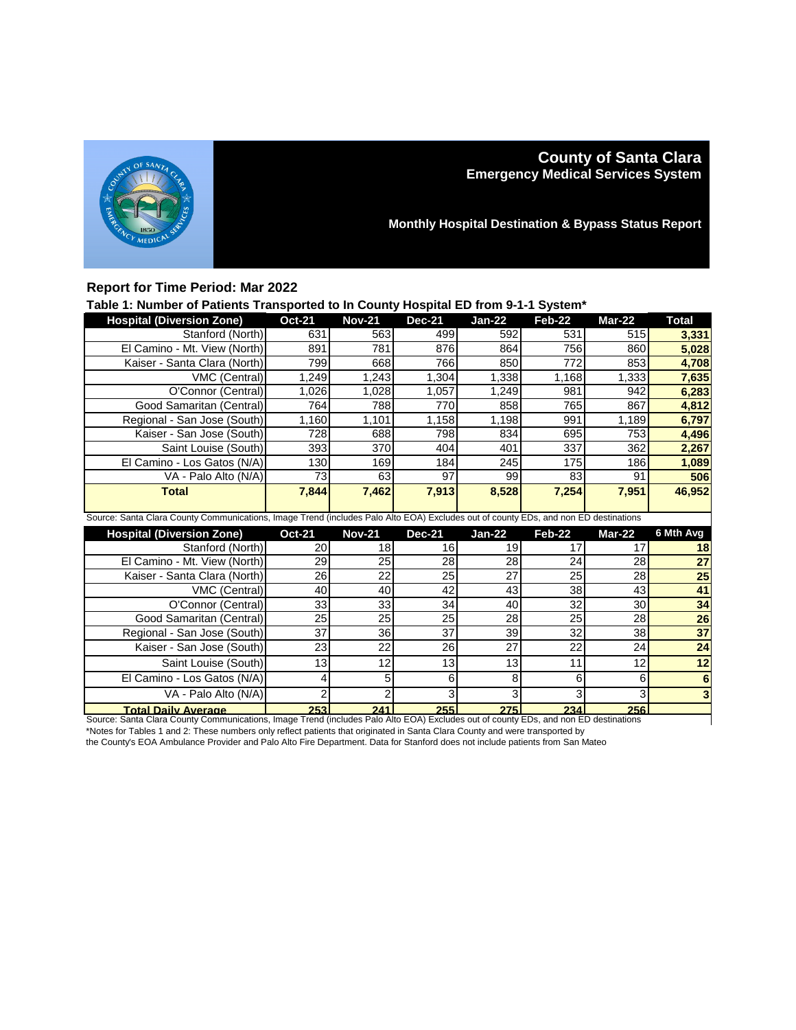# County of Santa Clara
## Emergency Medical Services System

**Monthly Hospital Destination & Bypass Status Report**

### Report for Time Period: Mar 2022

**Table 1: Number of Patients Transported to In County Hospital ED from 9-1-1 System***

| Hospital (Diversion Zone) | Oct-21 | Nov-21 | Dec-21 | Jan-22 | Feb-22 | Mar-22 | Total |
|---|---|---|---|---|---|---|---|
| Stanford (North) | 631 | 563 | 499 | 592 | 531 | 515 | **3,331** |
| El Camino - Mt. View (North) | 891 | 781 | 876 | 864 | 756 | 860 | **5,028** |
| Kaiser - Santa Clara (North) | 799 | 668 | 766 | 850 | 772 | 853 | **4,708** |
| VMC (Central) | 1,249 | 1,243 | 1,304 | 1,338 | 1,168 | 1,333 | **7,635** |
| O'Connor (Central) | 1,026 | 1,028 | 1,057 | 1,249 | 981 | 942 | **6,283** |
| Good Samaritan (Central) | 764 | 788 | 770 | 858 | 765 | 867 | **4,812** |
| Regional - San Jose (South) | 1,160 | 1,101 | 1,158 | 1,198 | 991 | 1,189 | **6,797** |
| Kaiser - San Jose (South) | 728 | 688 | 798 | 834 | 695 | 753 | **4,496** |
| Saint Louise (South) | 393 | 370 | 404 | 401 | 337 | 362 | **2,267** |
| El Camino - Los Gatos (N/A) | 130 | 169 | 184 | 245 | 175 | 186 | **1,089** |
| VA - Palo Alto (N/A) | 73 | 63 | 97 | 99 | 83 | 91 | **506** |
| **Total** | **7,844** | **7,462** | **7,913** | **8,528** | **7,254** | **7,951** | **46,952** |

Source: Santa Clara County Communications, Image Trend (includes Palo Alto EOA) Excludes out of county EDs, and non ED destinations

| Hospital (Diversion Zone) | Oct-21 | Nov-21 | Dec-21 | Jan-22 | Feb-22 | Mar-22 | 6 Mth Avg |
|---|---|---|---|---|---|---|---|
| Stanford (North) | 20 | 18 | 16 | 19 | 17 | 17 | **18** |
| El Camino - Mt. View (North) | 29 | 25 | 28 | 28 | 24 | 28 | **27** |
| Kaiser - Santa Clara (North) | 26 | 22 | 25 | 27 | 25 | 28 | **25** |
| VMC (Central) | 40 | 40 | 42 | 43 | 38 | 43 | **41** |
| O'Connor (Central) | 33 | 33 | 34 | 40 | 32 | 30 | **34** |
| Good Samaritan (Central) | 25 | 25 | 25 | 28 | 25 | 28 | **26** |
| Regional - San Jose (South) | 37 | 36 | 37 | 39 | 32 | 38 | **37** |
| Kaiser - San Jose (South) | 23 | 22 | 26 | 27 | 22 | 24 | **24** |
| Saint Louise (South) | 13 | 12 | 13 | 13 | 11 | 12 | **12** |
| El Camino - Los Gatos (N/A) | 4 | 5 | 6 | 8 | 6 | 6 | **6** |
| VA - Palo Alto (N/A) | 2 | 2 | 3 | 3 | 3 | 3 | **3** |
| **Total Daily Average** | **253** | **241** | **255** | **275** | **234** | **256** | |

Source: Santa Clara County Communications, Image Trend (includes Palo Alto EOA) Excludes out of county EDs, and non ED destinations

*Notes for Tables 1 and 2: These numbers only reflect patients that originated in Santa Clara County and were transported by the County's EOA Ambulance Provider and Palo Alto Fire Department. Data for Stanford does not include patients from San Mateo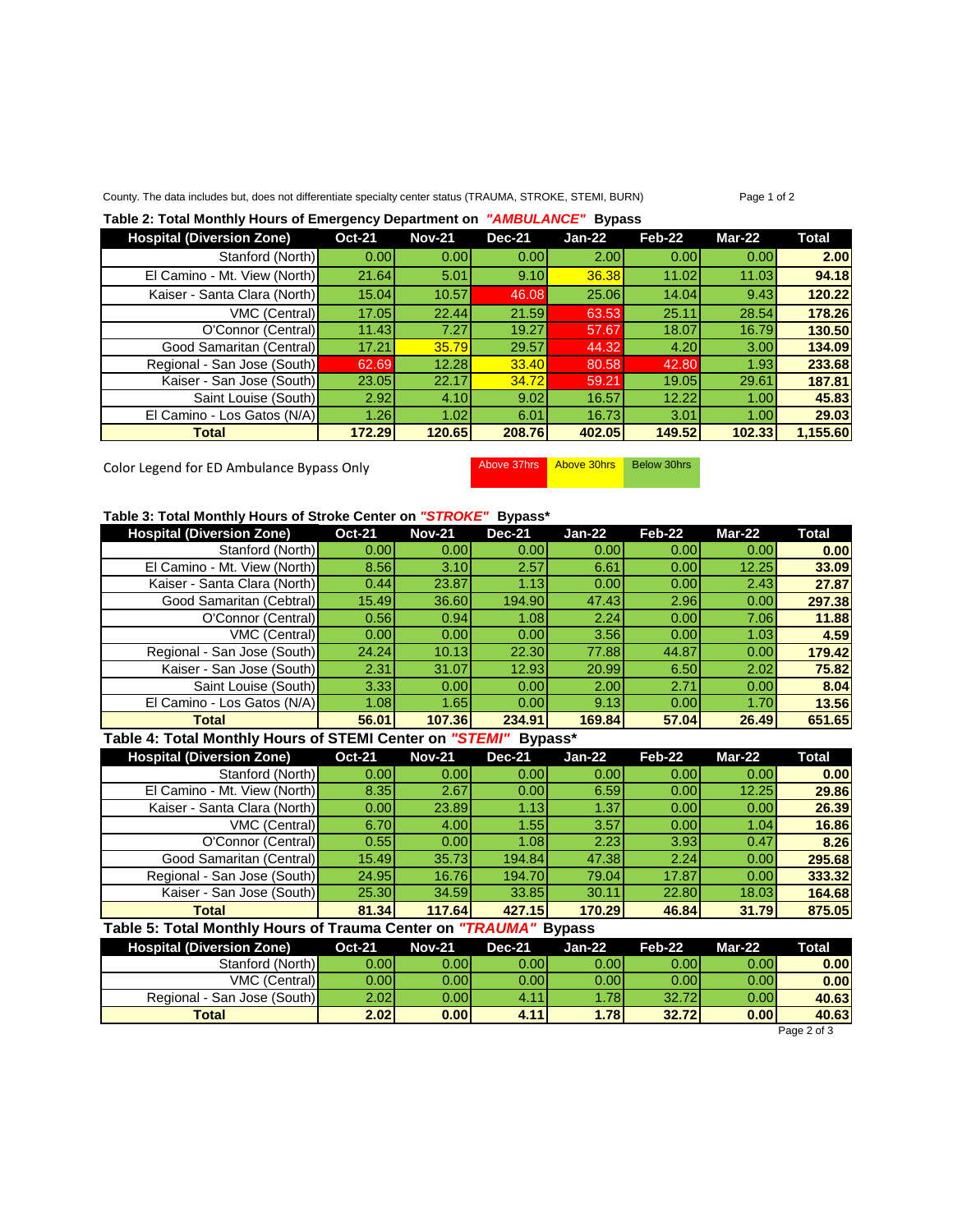County. The data includes but, does not differentiate specialty center status (TRAUMA, STROKE, STEMI, BURN)

**Table 2: Total Monthly Hours of Emergency Department on *"AMBULANCE"* Bypass**

| Hospital (Diversion Zone) | Oct-21 | Nov-21 | Dec-21 | Jan-22 | Feb-22 | Mar-22 | Total |
|---|---|---|---|---|---|---|---|
| Stanford (North) | 0.00 | 0.00 | 0.00 | 2.00 | 0.00 | 0.00 | **2.00** |
| El Camino - Mt. View (North) | 21.64 | 5.01 | 9.10 | 36.38 | 11.02 | 11.03 | **94.18** |
| Kaiser - Santa Clara (North) | 15.04 | 10.57 | 46.08 | 25.06 | 14.04 | 9.43 | **120.22** |
| VMC (Central) | 17.05 | 22.44 | 21.59 | 63.53 | 25.11 | 28.54 | **178.26** |
| O'Connor (Central) | 11.43 | 7.27 | 19.27 | 57.67 | 18.07 | 16.79 | **130.50** |
| Good Samaritan (Central) | 17.21 | 35.79 | 29.57 | 44.32 | 4.20 | 3.00 | **134.09** |
| Regional - San Jose (South) | 62.69 | 12.28 | 33.40 | 80.58 | 42.80 | 1.93 | **233.68** |
| Kaiser - San Jose (South) | 23.05 | 22.17 | 34.72 | 59.21 | 19.05 | 29.61 | **187.81** |
| Saint Louise (South) | 2.92 | 4.10 | 9.02 | 16.57 | 12.22 | 1.00 | **45.83** |
| El Camino - Los Gatos (N/A) | 1.26 | 1.02 | 6.01 | 16.73 | 3.01 | 1.00 | **29.03** |
| **Total** | **172.29** | **120.65** | **208.76** | **402.05** | **149.52** | **102.33** | **1,155.60** |

Color Legend for ED Ambulance Bypass Only: Above 37hrs | Above 30hrs | Below 30hrs

**Table 3: Total Monthly Hours of Stroke Center on *"STROKE"* Bypass***

| Hospital (Diversion Zone) | Oct-21 | Nov-21 | Dec-21 | Jan-22 | Feb-22 | Mar-22 | Total |
|---|---|---|---|---|---|---|---|
| Stanford (North) | 0.00 | 0.00 | 0.00 | 0.00 | 0.00 | 0.00 | **0.00** |
| El Camino - Mt. View (North) | 8.56 | 3.10 | 2.57 | 6.61 | 0.00 | 12.25 | **33.09** |
| Kaiser - Santa Clara (North) | 0.44 | 23.87 | 1.13 | 0.00 | 0.00 | 2.43 | **27.87** |
| Good Samaritan (Cebtral) | 15.49 | 36.60 | 194.90 | 47.43 | 2.96 | 0.00 | **297.38** |
| O'Connor (Central) | 0.56 | 0.94 | 1.08 | 2.24 | 0.00 | 7.06 | **11.88** |
| VMC (Central) | 0.00 | 0.00 | 0.00 | 3.56 | 0.00 | 1.03 | **4.59** |
| Regional - San Jose (South) | 24.24 | 10.13 | 22.30 | 77.88 | 44.87 | 0.00 | **179.42** |
| Kaiser - San Jose (South) | 2.31 | 31.07 | 12.93 | 20.99 | 6.50 | 2.02 | **75.82** |
| Saint Louise (South) | 3.33 | 0.00 | 0.00 | 2.00 | 2.71 | 0.00 | **8.04** |
| El Camino - Los Gatos (N/A) | 1.08 | 1.65 | 0.00 | 9.13 | 0.00 | 1.70 | **13.56** |
| **Total** | **56.01** | **107.36** | **234.91** | **169.84** | **57.04** | **26.49** | **651.65** |

**Table 4: Total Monthly Hours of STEMI Center on *"STEMI"* Bypass***

| Hospital (Diversion Zone) | Oct-21 | Nov-21 | Dec-21 | Jan-22 | Feb-22 | Mar-22 | Total |
|---|---|---|---|---|---|---|---|
| Stanford (North) | 0.00 | 0.00 | 0.00 | 0.00 | 0.00 | 0.00 | **0.00** |
| El Camino - Mt. View (North) | 8.35 | 2.67 | 0.00 | 6.59 | 0.00 | 12.25 | **29.86** |
| Kaiser - Santa Clara (North) | 0.00 | 23.89 | 1.13 | 1.37 | 0.00 | 0.00 | **26.39** |
| VMC (Central) | 6.70 | 4.00 | 1.55 | 3.57 | 0.00 | 1.04 | **16.86** |
| O'Connor (Central) | 0.55 | 0.00 | 1.08 | 2.23 | 3.93 | 0.47 | **8.26** |
| Good Samaritan (Central) | 15.49 | 35.73 | 194.84 | 47.38 | 2.24 | 0.00 | **295.68** |
| Regional - San Jose (South) | 24.95 | 16.76 | 194.70 | 79.04 | 17.87 | 0.00 | **333.32** |
| Kaiser - San Jose (South) | 25.30 | 34.59 | 33.85 | 30.11 | 22.80 | 18.03 | **164.68** |
| **Total** | **81.34** | **117.64** | **427.15** | **170.29** | **46.84** | **31.79** | **875.05** |

**Table 5: Total Monthly Hours of Trauma Center on *"TRAUMA"* Bypass**

| Hospital (Diversion Zone) | Oct-21 | Nov-21 | Dec-21 | Jan-22 | Feb-22 | Mar-22 | Total |
|---|---|---|---|---|---|---|---|
| Stanford (North) | 0.00 | 0.00 | 0.00 | 0.00 | 0.00 | 0.00 | **0.00** |
| VMC (Central) | 0.00 | 0.00 | 0.00 | 0.00 | 0.00 | 0.00 | **0.00** |
| Regional - San Jose (South) | 2.02 | 0.00 | 4.11 | 1.78 | 32.72 | 0.00 | **40.63** |
| **Total** | **2.02** | **0.00** | **4.11** | **1.78** | **32.72** | **0.00** | **40.63** |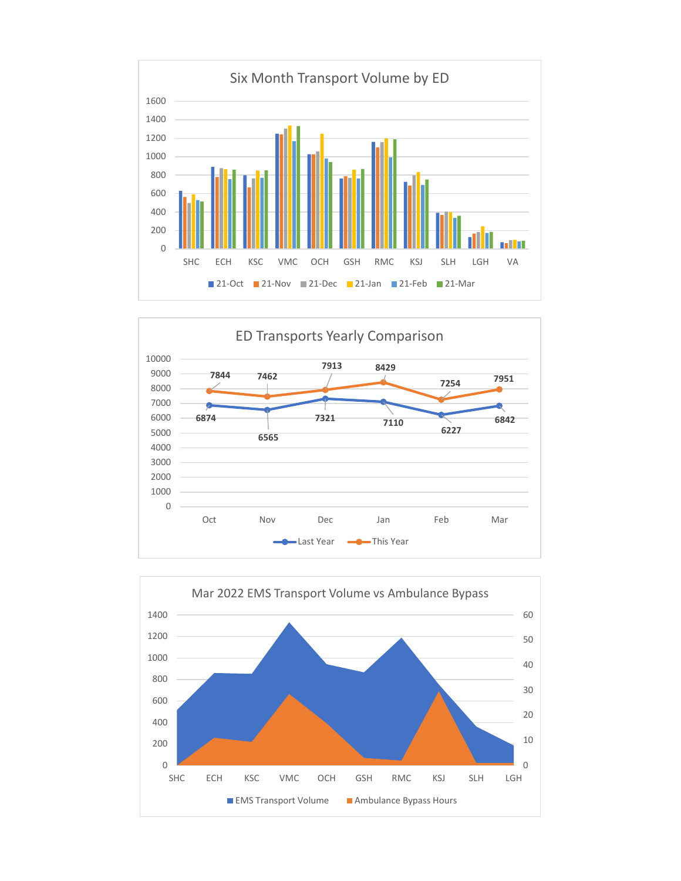Six Month Transport Volume by ED

1600
1400
1200
1000
800
600
400
200
0

SHC ECH KSC VMC OCH GSH RMC KSJ SLH LGH VA

21-Oct 21-Nov 21-Dec 21-Jan 21-Feb 21-Mar

ED Transports Yearly Comparison

10000
9000
8000
7000
6000
5000
4000
3000
2000
1000
0

7844 7462 7913 8429 7254 7951

6874 6565 7321 7110 6227 6842

Oct Nov Dec Jan Feb Mar

Last Year This Year

Mar 2022 EMS Transport Volume vs Ambulance Bypass

1400
1200
1000
800
600
400
200
0

60
50
40
30
20
10
0

SHC ECH KSC VMC OCH GSH RMC KSJ SLH LGH

EMS Transport Volume Ambulance Bypass Hours